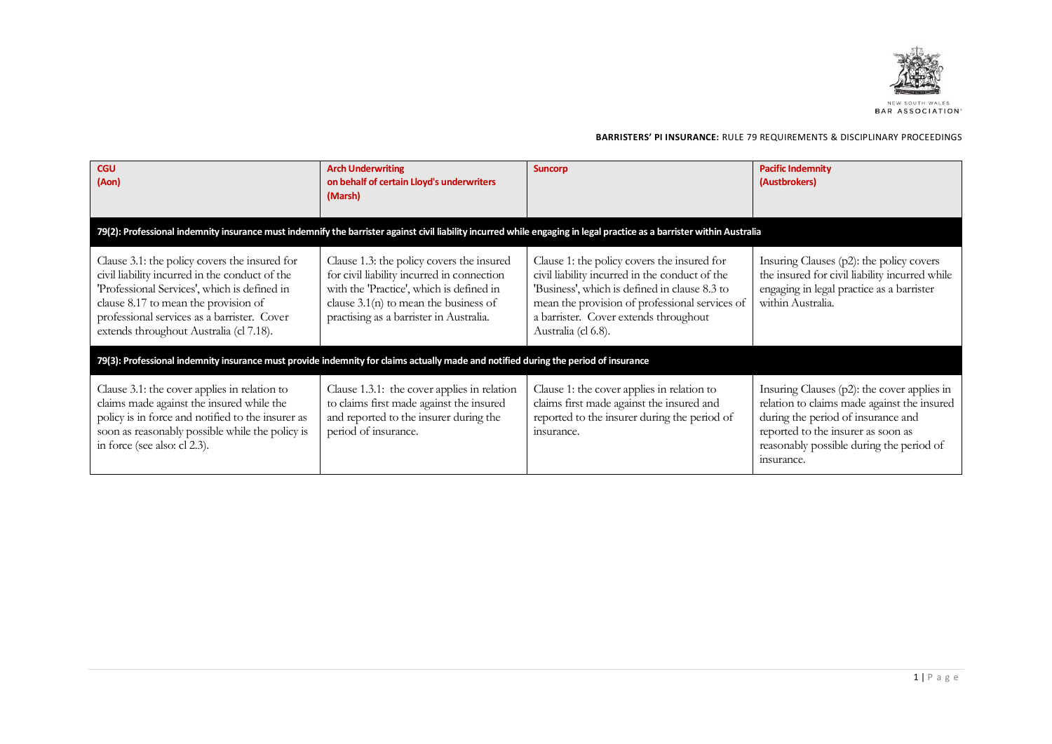NEW SOUTH WALES BAR ASSOCIATION

**BARRISTERS' PI INSURANCE:** RULE 79 REQUIREMENTS & DISCIPLINARY PROCEEDINGS

| **CGU (Aon)** | **Arch Underwriting on behalf of certain Lloyd's underwriters (Marsh)** | **Suncorp** | **Pacific Indemnity (Austbrokers)** |
|---|---|---|---|
| **79(2): Professional indemnity insurance must indemnify the barrister against civil liability incurred while engaging in legal practice as a barrister within Australia** | | | |
| Clause 3.1: the policy covers the insured for civil liability incurred in the conduct of the 'Professional Services', which is defined in clause 8.17 to mean the provision of professional services as a barrister. Cover extends throughout Australia (cl 7.18). | Clause 1.3: the policy covers the insured for civil liability incurred in connection with the 'Practice', which is defined in clause 3.1(n) to mean the business of practising as a barrister in Australia. | Clause 1: the policy covers the insured for civil liability incurred in the conduct of the 'Business', which is defined in clause 8.3 to mean the provision of professional services of a barrister. Cover extends throughout Australia (cl 6.8). | Insuring Clauses (p2): the policy covers the insured for civil liability incurred while engaging in legal practice as a barrister within Australia. |
| **79(3): Professional indemnity insurance must provide indemnity for claims actually made and notified during the period of insurance** | | | |
| Clause 3.1: the cover applies in relation to claims made against the insured while the policy is in force and notified to the insurer as soon as reasonably possible while the policy is in force (see also: cl 2.3). | Clause 1.3.1: the cover applies in relation to claims first made against the insured and reported to the insurer during the period of insurance. | Clause 1: the cover applies in relation to claims first made against the insured and reported to the insurer during the period of insurance. | Insuring Clauses (p2): the cover applies in relation to claims made against the insured during the period of insurance and reported to the insurer as soon as reasonably possible during the period of insurance. |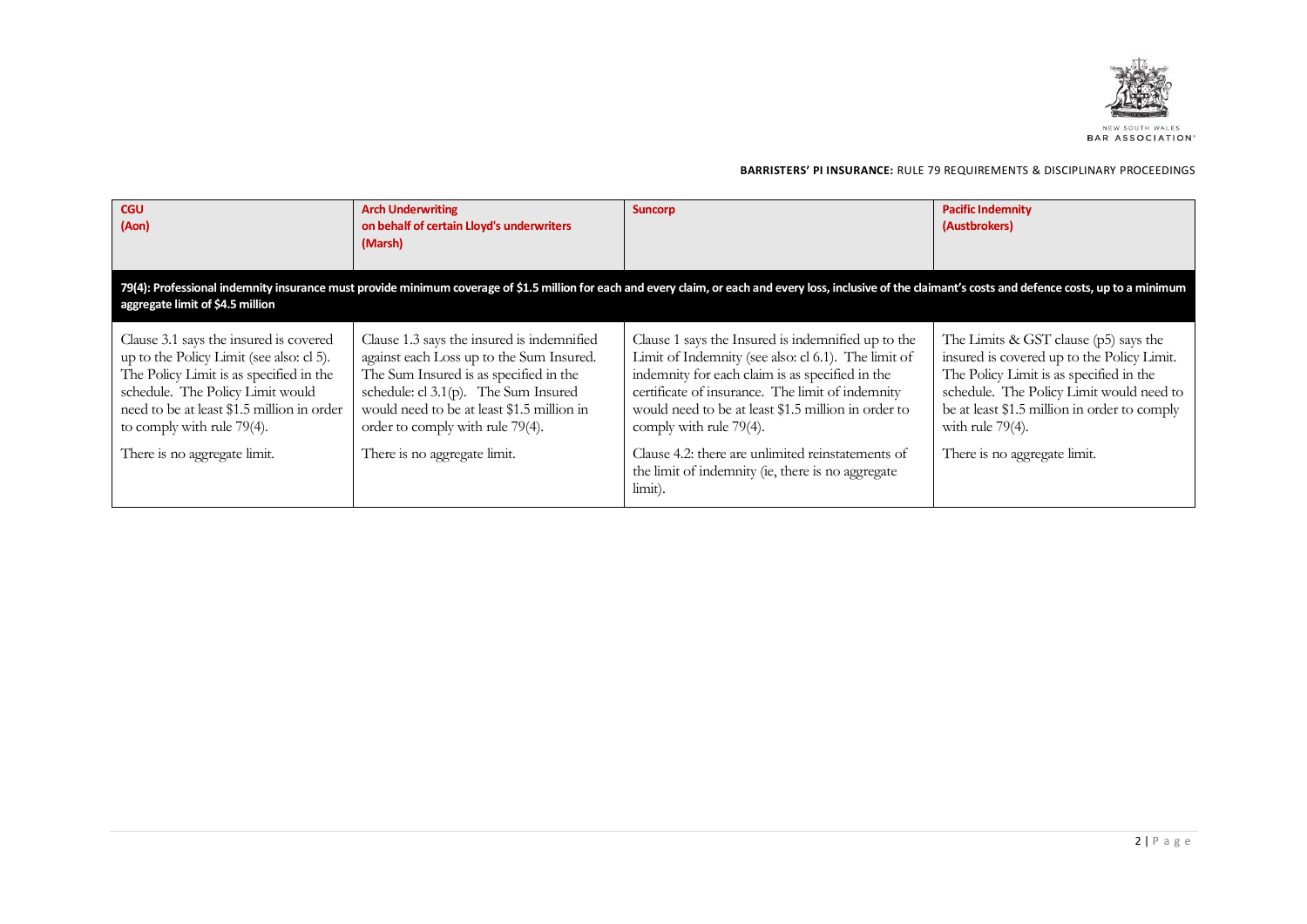| CGU (Aon) | Arch Underwriting on behalf of certain Lloyd's underwriters (Marsh) | Suncorp | Pacific Indemnity (Austbrokers) |
|---|---|---|---|
| **79(4): Professional indemnity insurance must provide minimum coverage of $1.5 million for each and every claim, or each and every loss, inclusive of the claimant's costs and defence costs, up to a minimum aggregate limit of $4.5 million** | | | |
| Clause 3.1 says the insured is covered up to the Policy Limit (see also: cl 5). The Policy Limit is as specified in the schedule. The Policy Limit would need to be at least $1.5 million in order to comply with rule 79(4).<br><br>There is no aggregate limit. | Clause 1.3 says the insured is indemnified against each Loss up to the Sum Insured. The Sum Insured is as specified in the schedule: cl 3.1(p). The Sum Insured would need to be at least $1.5 million in order to comply with rule 79(4).<br><br>There is no aggregate limit. | Clause 1 says the Insured is indemnified up to the Limit of Indemnity (see also: cl 6.1). The limit of indemnity for each claim is as specified in the certificate of insurance. The limit of indemnity would need to be at least $1.5 million in order to comply with rule 79(4).<br><br>Clause 4.2: there are unlimited reinstatements of the limit of indemnity (ie, there is no aggregate limit). | The Limits & GST clause (p5) says the insured is covered up to the Policy Limit. The Policy Limit is as specified in the schedule. The Policy Limit would need to be at least $1.5 million in order to comply with rule 79(4).<br><br>There is no aggregate limit. |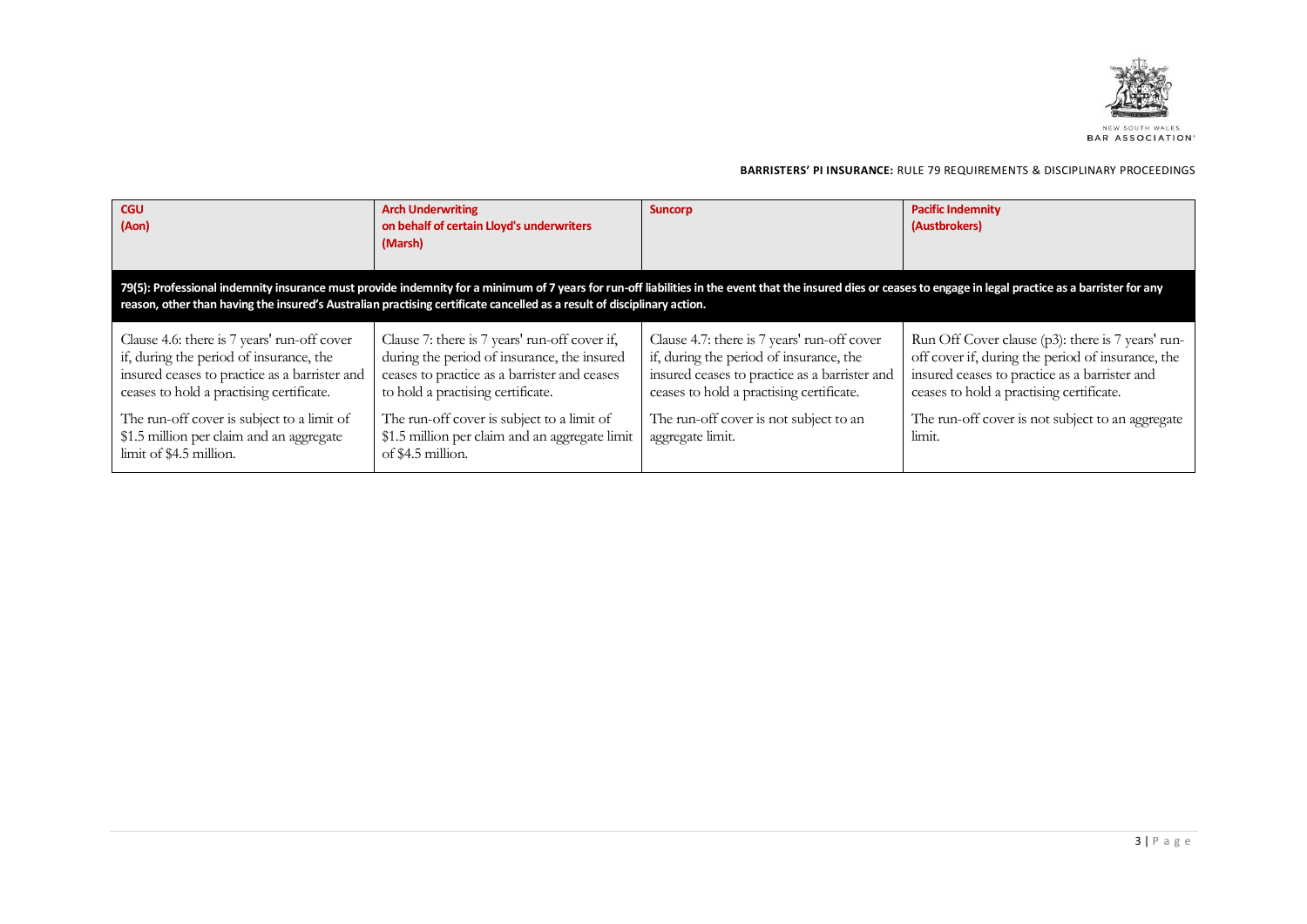| **CGU (Aon)** | **Arch Underwriting on behalf of certain Lloyd's underwriters (Marsh)** | **Suncorp** | **Pacific Indemnity (Austbrokers)** |
|---|---|---|---|
| **79(5): Professional indemnity insurance must provide indemnity for a minimum of 7 years for run-off liabilities in the event that the insured dies or ceases to engage in legal practice as a barrister for any reason, other than having the insured's Australian practising certificate cancelled as a result of disciplinary action.** | | | |
| Clause 4.6: there is 7 years' run-off cover if, during the period of insurance, the insured ceases to practice as a barrister and ceases to hold a practising certificate.<br><br>The run-off cover is subject to a limit of \$1.5 million per claim and an aggregate limit of \$4.5 million. | Clause 7: there is 7 years' run-off cover if, during the period of insurance, the insured ceases to practice as a barrister and ceases to hold a practising certificate.<br><br>The run-off cover is subject to a limit of \$1.5 million per claim and an aggregate limit of \$4.5 million. | Clause 4.7: there is 7 years' run-off cover if, during the period of insurance, the insured ceases to practice as a barrister and ceases to hold a practising certificate.<br><br>The run-off cover is not subject to an aggregate limit. | Run Off Cover clause (p3): there is 7 years' run-off cover if, during the period of insurance, the insured ceases to practice as a barrister and ceases to hold a practising certificate.<br><br>The run-off cover is not subject to an aggregate limit. |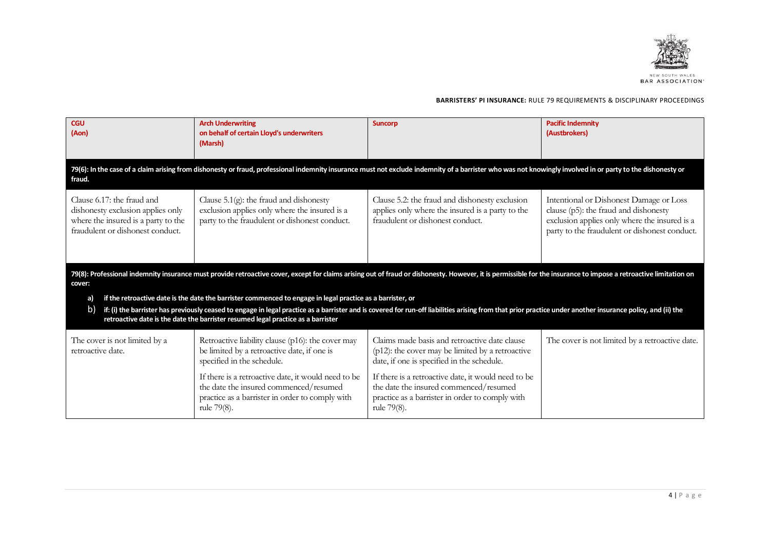| CGU (Aon) | Arch Underwriting on behalf of certain Lloyd's underwriters (Marsh) | Suncorp | Pacific Indemnity (Austbrokers) |
|---|---|---|---|
| **79(6): In the case of a claim arising from dishonesty or fraud, professional indemnity insurance must not exclude indemnity of a barrister who was not knowingly involved in or party to the dishonesty or fraud.** | | | |
| Clause 6.17: the fraud and dishonesty exclusion applies only where the insured is a party to the fraudulent or dishonest conduct. | Clause 5.1(g): the fraud and dishonesty exclusion applies only where the insured is a party to the fraudulent or dishonest conduct. | Clause 5.2: the fraud and dishonesty exclusion applies only where the insured is a party to the fraudulent or dishonest conduct. | Intentional or Dishonest Damage or Loss clause (p5): the fraud and dishonesty exclusion applies only where the insured is a party to the fraudulent or dishonest conduct. |
| **79(8): Professional indemnity insurance must provide retroactive cover, except for claims arising out of fraud or dishonesty. However, it is permissible for the insurance to impose a retroactive limitation on cover:** <br> **a) if the retroactive date is the date the barrister commenced to engage in legal practice as a barrister, or** <br> **b) if: (i) the barrister has previously ceased to engage in legal practice as a barrister and is covered for run-off liabilities arising from that prior practice under another insurance policy, and (ii) the retroactive date is the date the barrister resumed legal practice as a barrister** | | | |
| The cover is not limited by a retroactive date. | Retroactive liability clause (p16): the cover may be limited by a retroactive date, if one is specified in the schedule. <br><br> If there is a retroactive date, it would need to be the date the insured commenced/resumed practice as a barrister in order to comply with rule 79(8). | Claims made basis and retroactive date clause (p12): the cover may be limited by a retroactive date, if one is specified in the schedule. <br><br> If there is a retroactive date, it would need to be the date the insured commenced/resumed practice as a barrister in order to comply with rule 79(8). | The cover is not limited by a retroactive date. |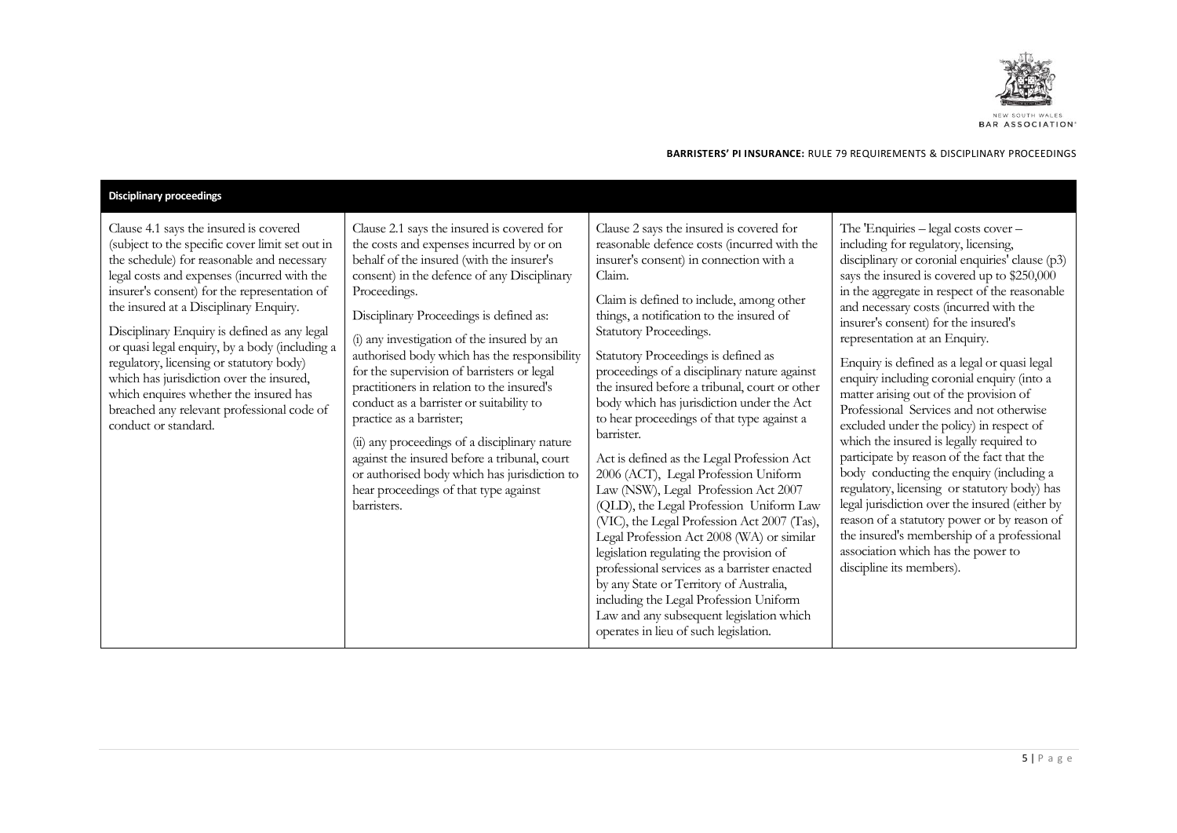| Disciplinary proceedings | | | |
|---|---|---|---|
| Clause 4.1 says the insured is covered (subject to the specific cover limit set out in the schedule) for reasonable and necessary legal costs and expenses (incurred with the insurer's consent) for the representation of the insured at a Disciplinary Enquiry.<br><br>Disciplinary Enquiry is defined as any legal or quasi legal enquiry, by a body (including a regulatory, licensing or statutory body) which has jurisdiction over the insured, which enquires whether the insured has breached any relevant professional code of conduct or standard. | Clause 2.1 says the insured is covered for the costs and expenses incurred by or on behalf of the insured (with the insurer's consent) in the defence of any Disciplinary Proceedings.<br><br>Disciplinary Proceedings is defined as:<br><br>(i) any investigation of the insured by an authorised body which has the responsibility for the supervision of barristers or legal practitioners in relation to the insured's conduct as a barrister or suitability to practice as a barrister;<br><br>(ii) any proceedings of a disciplinary nature against the insured before a tribunal, court or authorised body which has jurisdiction to hear proceedings of that type against barristers. | Clause 2 says the insured is covered for reasonable defence costs (incurred with the insurer's consent) in connection with a Claim.<br><br>Claim is defined to include, among other things, a notification to the insured of Statutory Proceedings.<br><br>Statutory Proceedings is defined as proceedings of a disciplinary nature against the insured before a tribunal, court or other body which has jurisdiction under the Act to hear proceedings of that type against a barrister.<br><br>Act is defined as the Legal Profession Act 2006 (ACT), Legal Profession Uniform Law (NSW), Legal Profession Act 2007 (QLD), the Legal Profession Uniform Law (VIC), the Legal Profession Act 2007 (Tas), Legal Profession Act 2008 (WA) or similar legislation regulating the provision of professional services as a barrister enacted by any State or Territory of Australia, including the Legal Profession Uniform Law and any subsequent legislation which operates in lieu of such legislation. | The 'Enquiries – legal costs cover – including for regulatory, licensing, disciplinary or coronial enquiries' clause (p3) says the insured is covered up to $250,000 in the aggregate in respect of the reasonable and necessary costs (incurred with the insurer's consent) for the insured's representation at an Enquiry.<br><br>Enquiry is defined as a legal or quasi legal enquiry including coronial enquiry (into a matter arising out of the provision of Professional Services and not otherwise excluded under the policy) in respect of which the insured is legally required to participate by reason of the fact that the body conducting the enquiry (including a regulatory, licensing or statutory body) has legal jurisdiction over the insured (either by reason of a statutory power or by reason of the insured's membership of a professional association which has the power to discipline its members). |